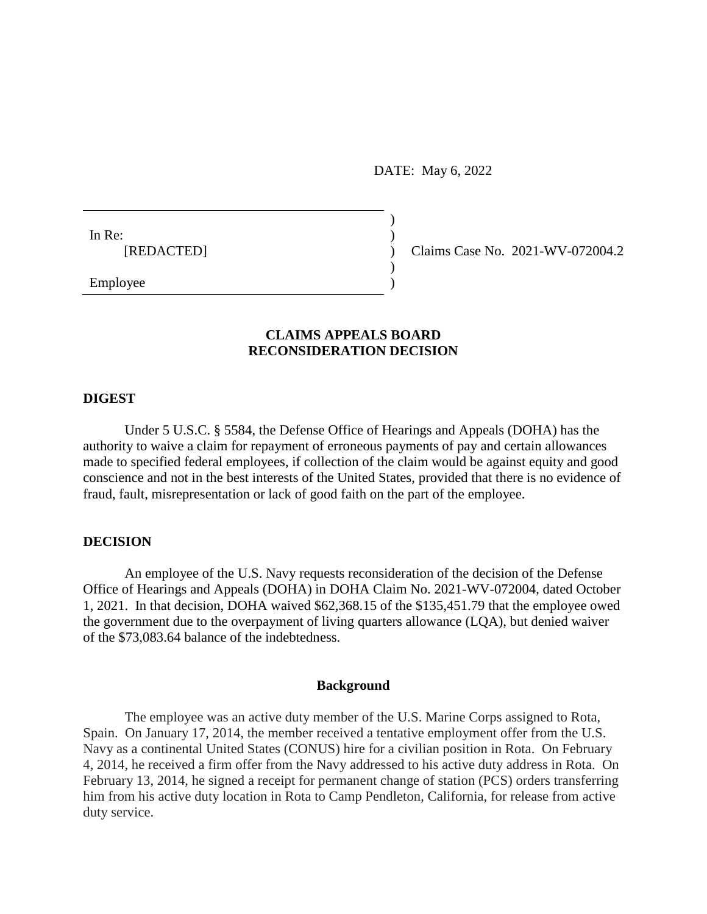DATE: May 6, 2022

In Re:
[REDACTED]

Employee

Claims Case No. 2021-WV-072004.2

## CLAIMS APPEALS BOARD
## RECONSIDERATION DECISION

### DIGEST

Under 5 U.S.C. § 5584, the Defense Office of Hearings and Appeals (DOHA) has the authority to waive a claim for repayment of erroneous payments of pay and certain allowances made to specified federal employees, if collection of the claim would be against equity and good conscience and not in the best interests of the United States, provided that there is no evidence of fraud, fault, misrepresentation or lack of good faith on the part of the employee.

### DECISION

An employee of the U.S. Navy requests reconsideration of the decision of the Defense Office of Hearings and Appeals (DOHA) in DOHA Claim No. 2021-WV-072004, dated October 1, 2021. In that decision, DOHA waived $62,368.15 of the $135,451.79 that the employee owed the government due to the overpayment of living quarters allowance (LQA), but denied waiver of the $73,083.64 balance of the indebtedness.

#### Background

The employee was an active duty member of the U.S. Marine Corps assigned to Rota, Spain. On January 17, 2014, the member received a tentative employment offer from the U.S. Navy as a continental United States (CONUS) hire for a civilian position in Rota. On February 4, 2014, he received a firm offer from the Navy addressed to his active duty address in Rota. On February 13, 2014, he signed a receipt for permanent change of station (PCS) orders transferring him from his active duty location in Rota to Camp Pendleton, California, for release from active duty service.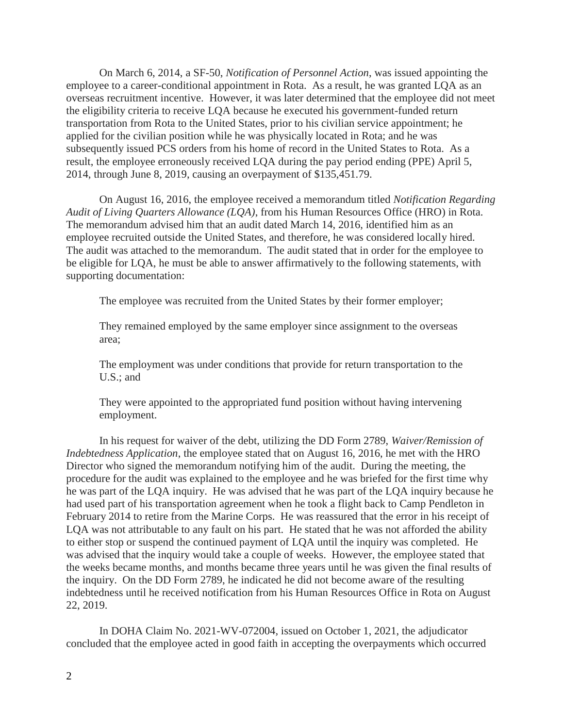On March 6, 2014, a SF-50, *Notification of Personnel Action*, was issued appointing the employee to a career-conditional appointment in Rota. As a result, he was granted LQA as an overseas recruitment incentive. However, it was later determined that the employee did not meet the eligibility criteria to receive LQA because he executed his government-funded return transportation from Rota to the United States, prior to his civilian service appointment; he applied for the civilian position while he was physically located in Rota; and he was subsequently issued PCS orders from his home of record in the United States to Rota. As a result, the employee erroneously received LQA during the pay period ending (PPE) April 5, 2014, through June 8, 2019, causing an overpayment of $135,451.79.

On August 16, 2016, the employee received a memorandum titled *Notification Regarding Audit of Living Quarters Allowance (LQA)*, from his Human Resources Office (HRO) in Rota. The memorandum advised him that an audit dated March 14, 2016, identified him as an employee recruited outside the United States, and therefore, he was considered locally hired. The audit was attached to the memorandum. The audit stated that in order for the employee to be eligible for LQA, he must be able to answer affirmatively to the following statements, with supporting documentation:

> The employee was recruited from the United States by their former employer;
>
> They remained employed by the same employer since assignment to the overseas area;
>
> The employment was under conditions that provide for return transportation to the U.S.; and
>
> They were appointed to the appropriated fund position without having intervening employment.

In his request for waiver of the debt, utilizing the DD Form 2789, *Waiver/Remission of Indebtedness Application*, the employee stated that on August 16, 2016, he met with the HRO Director who signed the memorandum notifying him of the audit. During the meeting, the procedure for the audit was explained to the employee and he was briefed for the first time why he was part of the LQA inquiry. He was advised that he was part of the LQA inquiry because he had used part of his transportation agreement when he took a flight back to Camp Pendleton in February 2014 to retire from the Marine Corps. He was reassured that the error in his receipt of LQA was not attributable to any fault on his part. He stated that he was not afforded the ability to either stop or suspend the continued payment of LQA until the inquiry was completed. He was advised that the inquiry would take a couple of weeks. However, the employee stated that the weeks became months, and months became three years until he was given the final results of the inquiry. On the DD Form 2789, he indicated he did not become aware of the resulting indebtedness until he received notification from his Human Resources Office in Rota on August 22, 2019.

In DOHA Claim No. 2021-WV-072004, issued on October 1, 2021, the adjudicator concluded that the employee acted in good faith in accepting the overpayments which occurred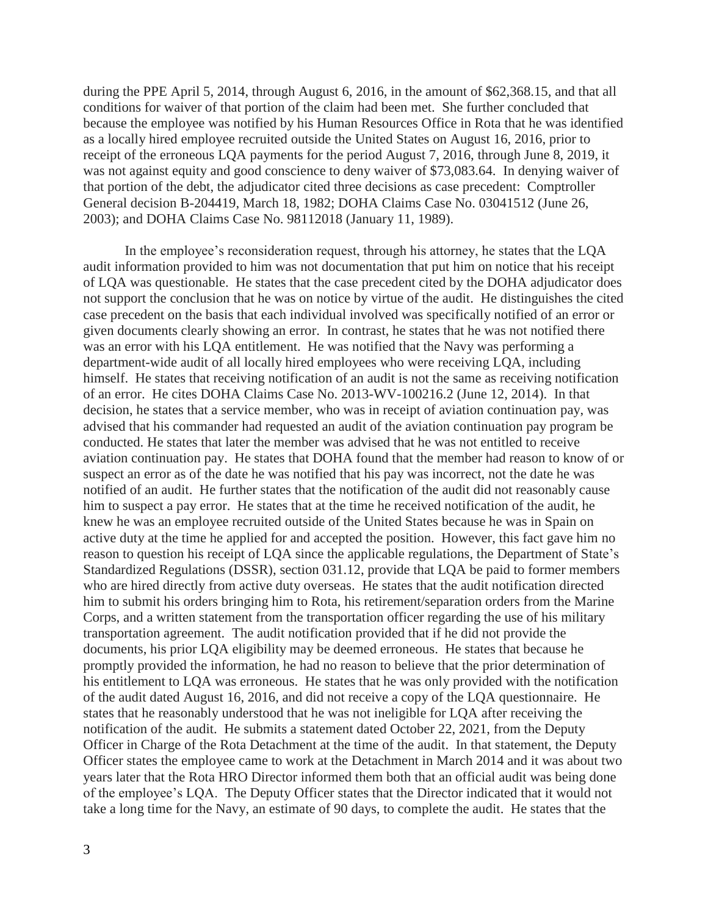during the PPE April 5, 2014, through August 6, 2016, in the amount of $62,368.15, and that all conditions for waiver of that portion of the claim had been met. She further concluded that because the employee was notified by his Human Resources Office in Rota that he was identified as a locally hired employee recruited outside the United States on August 16, 2016, prior to receipt of the erroneous LQA payments for the period August 7, 2016, through June 8, 2019, it was not against equity and good conscience to deny waiver of $73,083.64. In denying waiver of that portion of the debt, the adjudicator cited three decisions as case precedent: Comptroller General decision B-204419, March 18, 1982; DOHA Claims Case No. 03041512 (June 26, 2003); and DOHA Claims Case No. 98112018 (January 11, 1989).

In the employee's reconsideration request, through his attorney, he states that the LQA audit information provided to him was not documentation that put him on notice that his receipt of LQA was questionable. He states that the case precedent cited by the DOHA adjudicator does not support the conclusion that he was on notice by virtue of the audit. He distinguishes the cited case precedent on the basis that each individual involved was specifically notified of an error or given documents clearly showing an error. In contrast, he states that he was not notified there was an error with his LQA entitlement. He was notified that the Navy was performing a department-wide audit of all locally hired employees who were receiving LQA, including himself. He states that receiving notification of an audit is not the same as receiving notification of an error. He cites DOHA Claims Case No. 2013-WV-100216.2 (June 12, 2014). In that decision, he states that a service member, who was in receipt of aviation continuation pay, was advised that his commander had requested an audit of the aviation continuation pay program be conducted. He states that later the member was advised that he was not entitled to receive aviation continuation pay. He states that DOHA found that the member had reason to know of or suspect an error as of the date he was notified that his pay was incorrect, not the date he was notified of an audit. He further states that the notification of the audit did not reasonably cause him to suspect a pay error. He states that at the time he received notification of the audit, he knew he was an employee recruited outside of the United States because he was in Spain on active duty at the time he applied for and accepted the position. However, this fact gave him no reason to question his receipt of LQA since the applicable regulations, the Department of State's Standardized Regulations (DSSR), section 031.12, provide that LQA be paid to former members who are hired directly from active duty overseas. He states that the audit notification directed him to submit his orders bringing him to Rota, his retirement/separation orders from the Marine Corps, and a written statement from the transportation officer regarding the use of his military transportation agreement. The audit notification provided that if he did not provide the documents, his prior LQA eligibility may be deemed erroneous. He states that because he promptly provided the information, he had no reason to believe that the prior determination of his entitlement to LQA was erroneous. He states that he was only provided with the notification of the audit dated August 16, 2016, and did not receive a copy of the LQA questionnaire. He states that he reasonably understood that he was not ineligible for LQA after receiving the notification of the audit. He submits a statement dated October 22, 2021, from the Deputy Officer in Charge of the Rota Detachment at the time of the audit. In that statement, the Deputy Officer states the employee came to work at the Detachment in March 2014 and it was about two years later that the Rota HRO Director informed them both that an official audit was being done of the employee's LQA. The Deputy Officer states that the Director indicated that it would not take a long time for the Navy, an estimate of 90 days, to complete the audit. He states that the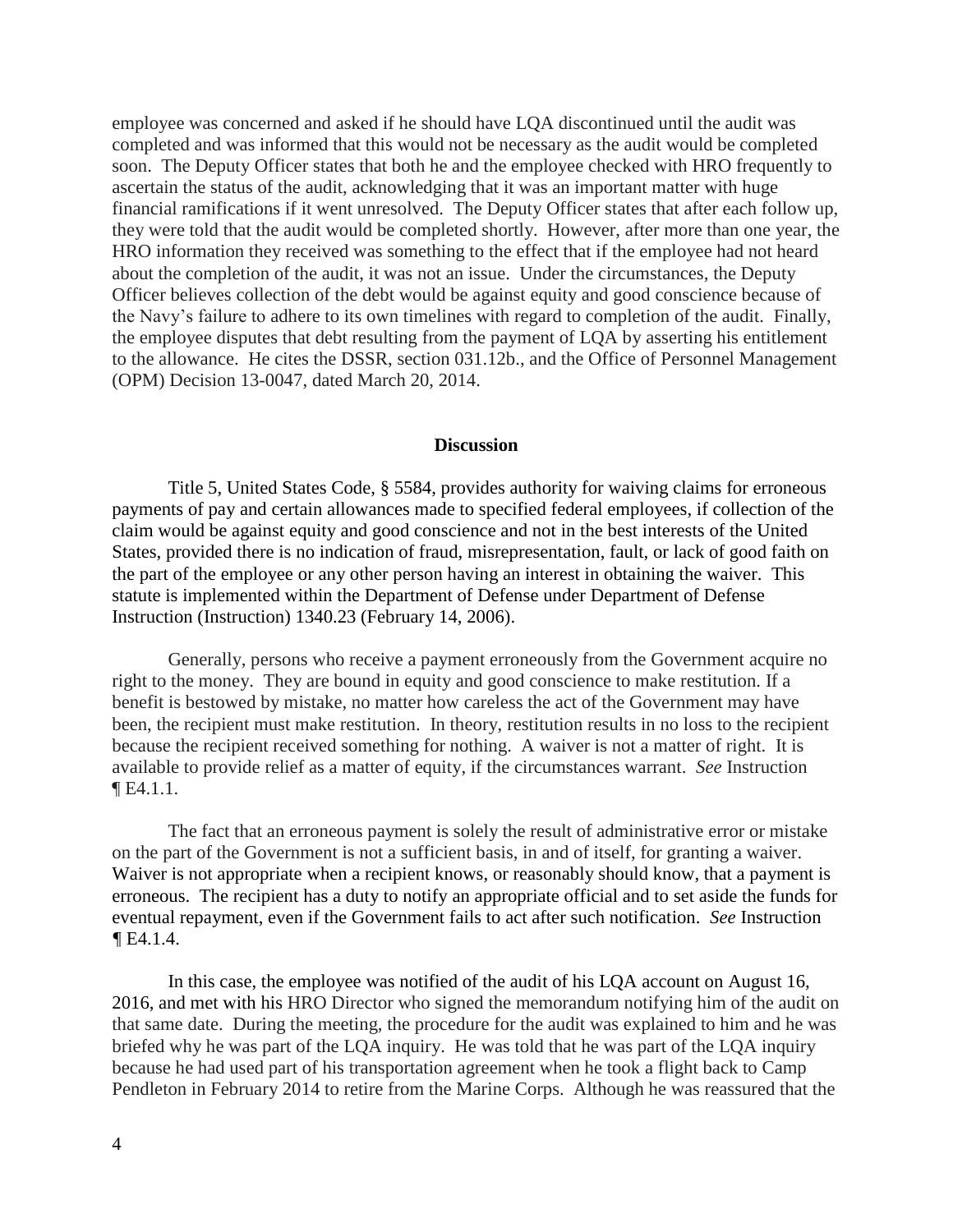employee was concerned and asked if he should have LQA discontinued until the audit was completed and was informed that this would not be necessary as the audit would be completed soon. The Deputy Officer states that both he and the employee checked with HRO frequently to ascertain the status of the audit, acknowledging that it was an important matter with huge financial ramifications if it went unresolved. The Deputy Officer states that after each follow up, they were told that the audit would be completed shortly. However, after more than one year, the HRO information they received was something to the effect that if the employee had not heard about the completion of the audit, it was not an issue. Under the circumstances, the Deputy Officer believes collection of the debt would be against equity and good conscience because of the Navy's failure to adhere to its own timelines with regard to completion of the audit. Finally, the employee disputes that debt resulting from the payment of LQA by asserting his entitlement to the allowance. He cites the DSSR, section 031.12b., and the Office of Personnel Management (OPM) Decision 13-0047, dated March 20, 2014.

## Discussion

Title 5, United States Code, § 5584, provides authority for waiving claims for erroneous payments of pay and certain allowances made to specified federal employees, if collection of the claim would be against equity and good conscience and not in the best interests of the United States, provided there is no indication of fraud, misrepresentation, fault, or lack of good faith on the part of the employee or any other person having an interest in obtaining the waiver. This statute is implemented within the Department of Defense under Department of Defense Instruction (Instruction) 1340.23 (February 14, 2006).

Generally, persons who receive a payment erroneously from the Government acquire no right to the money. They are bound in equity and good conscience to make restitution. If a benefit is bestowed by mistake, no matter how careless the act of the Government may have been, the recipient must make restitution. In theory, restitution results in no loss to the recipient because the recipient received something for nothing. A waiver is not a matter of right. It is available to provide relief as a matter of equity, if the circumstances warrant. *See* Instruction ¶ E4.1.1.

The fact that an erroneous payment is solely the result of administrative error or mistake on the part of the Government is not a sufficient basis, in and of itself, for granting a waiver. Waiver is not appropriate when a recipient knows, or reasonably should know, that a payment is erroneous. The recipient has a duty to notify an appropriate official and to set aside the funds for eventual repayment, even if the Government fails to act after such notification. *See* Instruction ¶ E4.1.4.

In this case, the employee was notified of the audit of his LQA account on August 16, 2016, and met with his HRO Director who signed the memorandum notifying him of the audit on that same date. During the meeting, the procedure for the audit was explained to him and he was briefed why he was part of the LQA inquiry. He was told that he was part of the LQA inquiry because he had used part of his transportation agreement when he took a flight back to Camp Pendleton in February 2014 to retire from the Marine Corps. Although he was reassured that the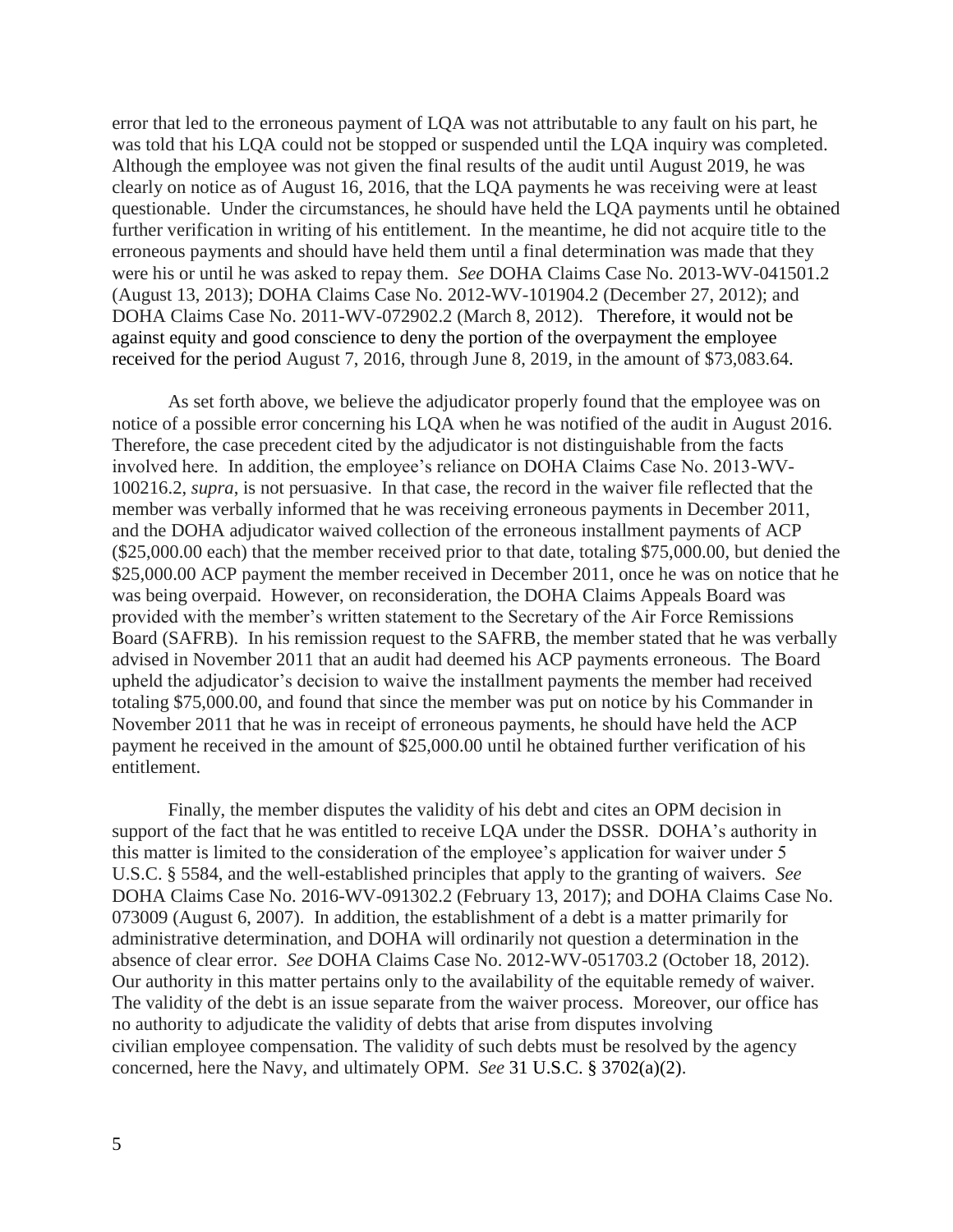error that led to the erroneous payment of LQA was not attributable to any fault on his part, he was told that his LQA could not be stopped or suspended until the LQA inquiry was completed. Although the employee was not given the final results of the audit until August 2019, he was clearly on notice as of August 16, 2016, that the LQA payments he was receiving were at least questionable. Under the circumstances, he should have held the LQA payments until he obtained further verification in writing of his entitlement. In the meantime, he did not acquire title to the erroneous payments and should have held them until a final determination was made that they were his or until he was asked to repay them. *See* DOHA Claims Case No. 2013-WV-041501.2 (August 13, 2013); DOHA Claims Case No. 2012-WV-101904.2 (December 27, 2012); and DOHA Claims Case No. 2011-WV-072902.2 (March 8, 2012). Therefore, it would not be against equity and good conscience to deny the portion of the overpayment the employee received for the period August 7, 2016, through June 8, 2019, in the amount of $73,083.64.

As set forth above, we believe the adjudicator properly found that the employee was on notice of a possible error concerning his LQA when he was notified of the audit in August 2016. Therefore, the case precedent cited by the adjudicator is not distinguishable from the facts involved here. In addition, the employee's reliance on DOHA Claims Case No. 2013-WV-100216.2, *supra*, is not persuasive. In that case, the record in the waiver file reflected that the member was verbally informed that he was receiving erroneous payments in December 2011, and the DOHA adjudicator waived collection of the erroneous installment payments of ACP ($25,000.00 each) that the member received prior to that date, totaling $75,000.00, but denied the $25,000.00 ACP payment the member received in December 2011, once he was on notice that he was being overpaid. However, on reconsideration, the DOHA Claims Appeals Board was provided with the member's written statement to the Secretary of the Air Force Remissions Board (SAFRB). In his remission request to the SAFRB, the member stated that he was verbally advised in November 2011 that an audit had deemed his ACP payments erroneous. The Board upheld the adjudicator's decision to waive the installment payments the member had received totaling $75,000.00, and found that since the member was put on notice by his Commander in November 2011 that he was in receipt of erroneous payments, he should have held the ACP payment he received in the amount of $25,000.00 until he obtained further verification of his entitlement.

Finally, the member disputes the validity of his debt and cites an OPM decision in support of the fact that he was entitled to receive LQA under the DSSR. DOHA's authority in this matter is limited to the consideration of the employee's application for waiver under 5 U.S.C. § 5584, and the well-established principles that apply to the granting of waivers. *See* DOHA Claims Case No. 2016-WV-091302.2 (February 13, 2017); and DOHA Claims Case No. 073009 (August 6, 2007). In addition, the establishment of a debt is a matter primarily for administrative determination, and DOHA will ordinarily not question a determination in the absence of clear error. *See* DOHA Claims Case No. 2012-WV-051703.2 (October 18, 2012). Our authority in this matter pertains only to the availability of the equitable remedy of waiver. The validity of the debt is an issue separate from the waiver process. Moreover, our office has no authority to adjudicate the validity of debts that arise from disputes involving civilian employee compensation. The validity of such debts must be resolved by the agency concerned, here the Navy, and ultimately OPM. *See* 31 U.S.C. § 3702(a)(2).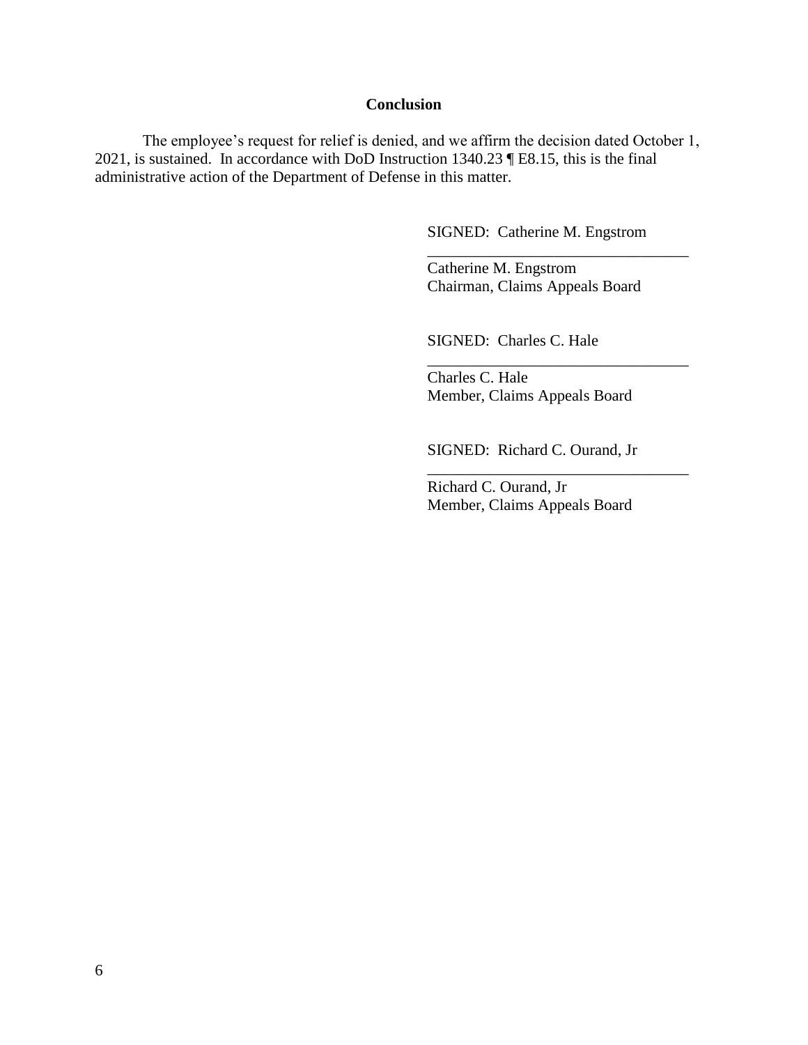## Conclusion

The employee's request for relief is denied, and we affirm the decision dated October 1, 2021, is sustained. In accordance with DoD Instruction 1340.23 ¶ E8.15, this is the final administrative action of the Department of Defense in this matter.

SIGNED: Catherine M. Engstrom

\_\_\_\_\_\_\_\_\_\_\_\_\_\_\_\_\_\_\_\_\_\_\_\_\_\_\_\_\_\_\_\_\_\_

Catherine M. Engstrom
Chairman, Claims Appeals Board

SIGNED: Charles C. Hale

\_\_\_\_\_\_\_\_\_\_\_\_\_\_\_\_\_\_\_\_\_\_\_\_\_\_\_\_\_\_\_\_\_\_

Charles C. Hale
Member, Claims Appeals Board

SIGNED: Richard C. Ourand, Jr

\_\_\_\_\_\_\_\_\_\_\_\_\_\_\_\_\_\_\_\_\_\_\_\_\_\_\_\_\_\_\_\_\_\_

Richard C. Ourand, Jr
Member, Claims Appeals Board